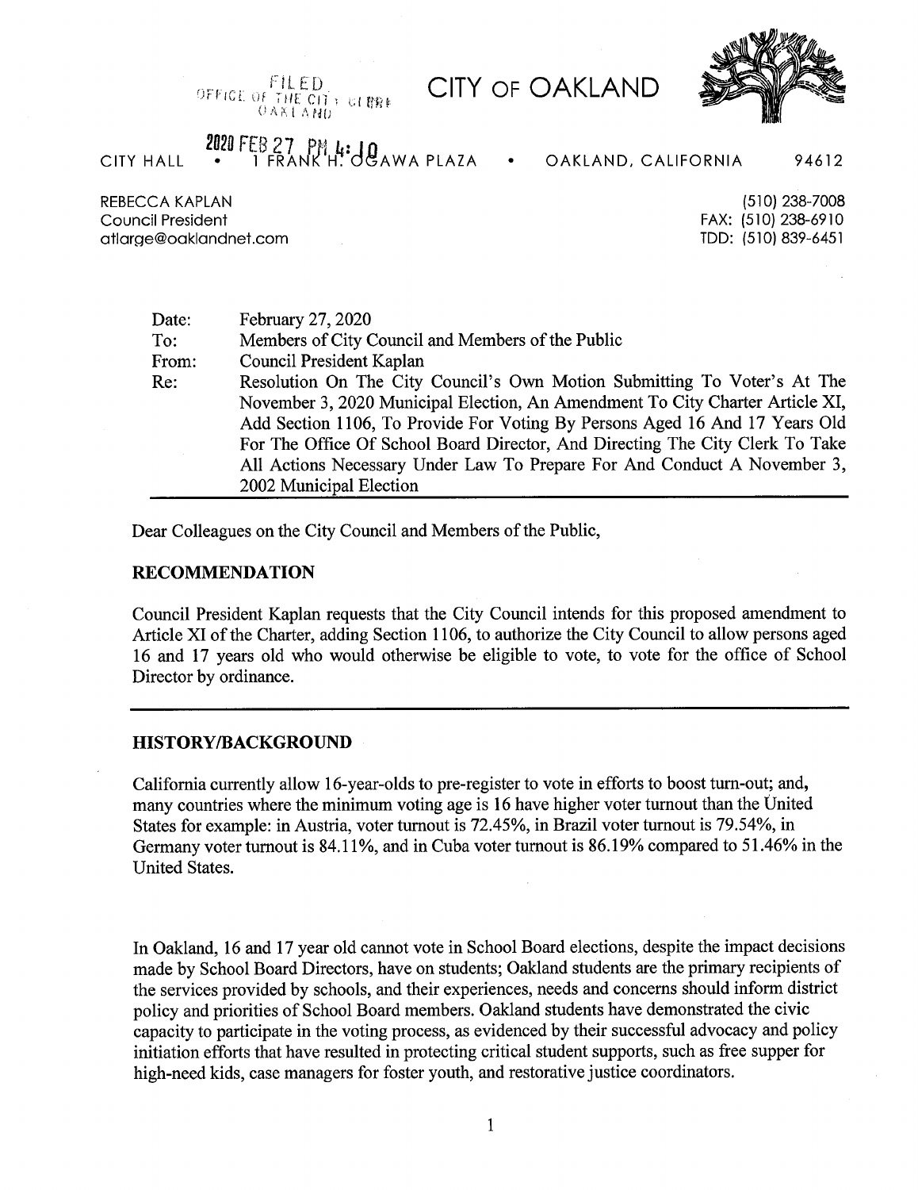FILED
OFFICE OF THE CITY CLERK
OAKLAND

2020 FEB 27 PM 4:10

# CITY OF OAKLAND

CITY HALL • 1 FRANK H. OGAWA PLAZA • OAKLAND, CALIFORNIA 94612

REBECCA KAPLAN
Council President
atlarge@oaklandnet.com

(510) 238-7008
FAX: (510) 238-6910
TDD: (510) 839-6451

| | |
|---|---|
| Date: | February 27, 2020 |
| To: | Members of City Council and Members of the Public |
| From: | Council President Kaplan |
| Re: | Resolution On The City Council's Own Motion Submitting To Voter's At The November 3, 2020 Municipal Election, An Amendment To City Charter Article XI, Add Section 1106, To Provide For Voting By Persons Aged 16 And 17 Years Old For The Office Of School Board Director, And Directing The City Clerk To Take All Actions Necessary Under Law To Prepare For And Conduct A November 3, 2002 Municipal Election |

Dear Colleagues on the City Council and Members of the Public,

## RECOMMENDATION

Council President Kaplan requests that the City Council intends for this proposed amendment to Article XI of the Charter, adding Section 1106, to authorize the City Council to allow persons aged 16 and 17 years old who would otherwise be eligible to vote, to vote for the office of School Director by ordinance.

---

## HISTORY/BACKGROUND

California currently allow 16-year-olds to pre-register to vote in efforts to boost turn-out; and, many countries where the minimum voting age is 16 have higher voter turnout than the United States for example: in Austria, voter turnout is 72.45%, in Brazil voter turnout is 79.54%, in Germany voter turnout is 84.11%, and in Cuba voter turnout is 86.19% compared to 51.46% in the United States.

In Oakland, 16 and 17 year old cannot vote in School Board elections, despite the impact decisions made by School Board Directors, have on students; Oakland students are the primary recipients of the services provided by schools, and their experiences, needs and concerns should inform district policy and priorities of School Board members. Oakland students have demonstrated the civic capacity to participate in the voting process, as evidenced by their successful advocacy and policy initiation efforts that have resulted in protecting critical student supports, such as free supper for high-need kids, case managers for foster youth, and restorative justice coordinators.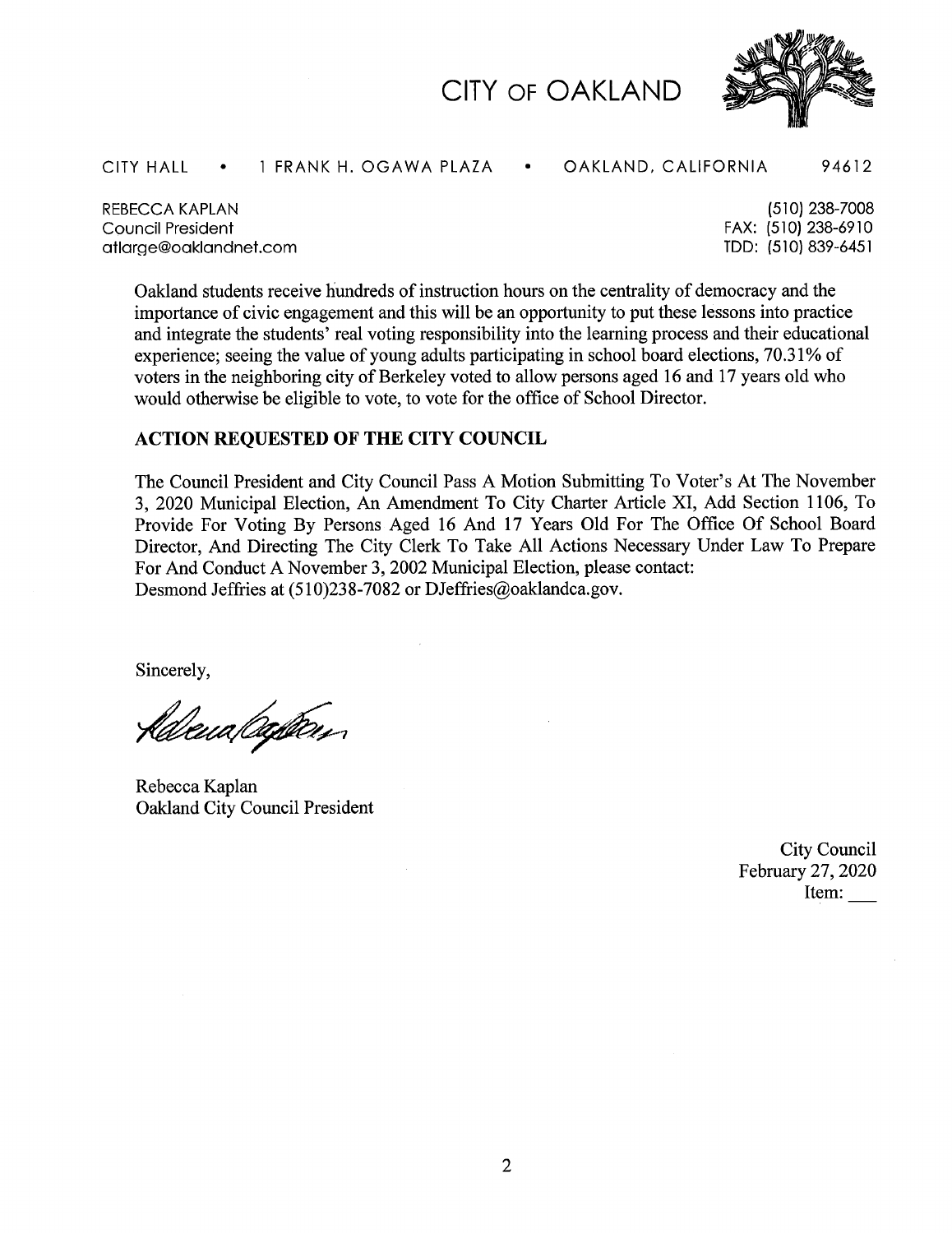# CITY OF OAKLAND

CITY HALL • 1 FRANK H. OGAWA PLAZA • OAKLAND, CALIFORNIA 94612

REBECCA KAPLAN
Council President
atlarge@oaklandnet.com

(510) 238-7008
FAX: (510) 238-6910
TDD: (510) 839-6451

Oakland students receive hundreds of instruction hours on the centrality of democracy and the importance of civic engagement and this will be an opportunity to put these lessons into practice and integrate the students' real voting responsibility into the learning process and their educational experience; seeing the value of young adults participating in school board elections, 70.31% of voters in the neighboring city of Berkeley voted to allow persons aged 16 and 17 years old who would otherwise be eligible to vote, to vote for the office of School Director.

## ACTION REQUESTED OF THE CITY COUNCIL

The Council President and City Council Pass A Motion Submitting To Voter's At The November 3, 2020 Municipal Election, An Amendment To City Charter Article XI, Add Section 1106, To Provide For Voting By Persons Aged 16 And 17 Years Old For The Office Of School Board Director, And Directing The City Clerk To Take All Actions Necessary Under Law To Prepare For And Conduct A November 3, 2002 Municipal Election, please contact:
Desmond Jeffries at (510)238-7082 or DJeffries@oaklandca.gov.

Sincerely,

Rebecca Kaplan
Oakland City Council President

City Council
February 27, 2020
Item: ___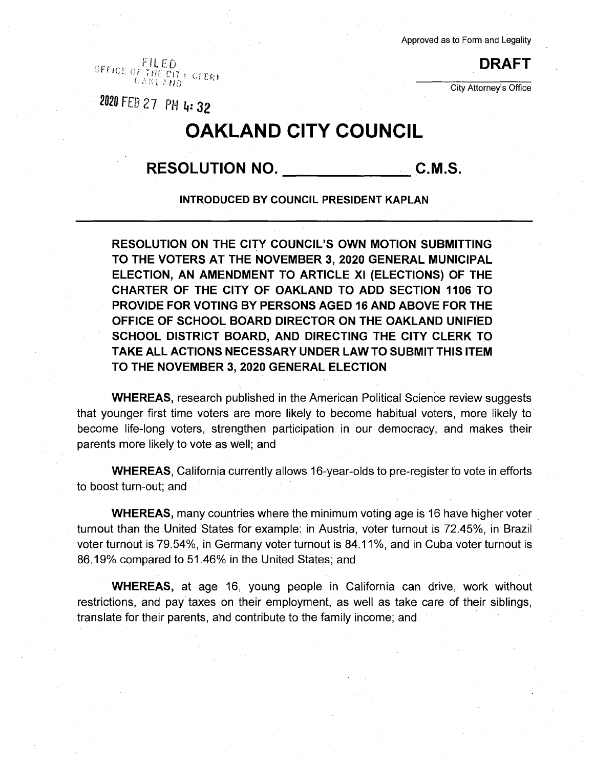Approved as to Form and Legality

FILED
OFFICE OF THE CITY CLERK
OAKLAND

2020 FEB 27 PM 4: 32

**DRAFT**

City Attorney's Office

# OAKLAND CITY COUNCIL

## RESOLUTION NO. _______________ C.M.S.

**INTRODUCED BY COUNCIL PRESIDENT KAPLAN**

**RESOLUTION ON THE CITY COUNCIL'S OWN MOTION SUBMITTING TO THE VOTERS AT THE NOVEMBER 3, 2020 GENERAL MUNICIPAL ELECTION, AN AMENDMENT TO ARTICLE XI (ELECTIONS) OF THE CHARTER OF THE CITY OF OAKLAND TO ADD SECTION 1106 TO PROVIDE FOR VOTING BY PERSONS AGED 16 AND ABOVE FOR THE OFFICE OF SCHOOL BOARD DIRECTOR ON THE OAKLAND UNIFIED SCHOOL DISTRICT BOARD, AND DIRECTING THE CITY CLERK TO TAKE ALL ACTIONS NECESSARY UNDER LAW TO SUBMIT THIS ITEM TO THE NOVEMBER 3, 2020 GENERAL ELECTION**

**WHEREAS,** research published in the American Political Science review suggests that younger first time voters are more likely to become habitual voters, more likely to become life-long voters, strengthen participation in our democracy, and makes their parents more likely to vote as well; and

**WHEREAS,** California currently allows 16-year-olds to pre-register to vote in efforts to boost turn-out; and

**WHEREAS,** many countries where the minimum voting age is 16 have higher voter turnout than the United States for example: in Austria, voter turnout is 72.45%, in Brazil voter turnout is 79.54%, in Germany voter turnout is 84.11%, and in Cuba voter turnout is 86.19% compared to 51.46% in the United States; and

**WHEREAS,** at age 16, young people in California can drive, work without restrictions, and pay taxes on their employment, as well as take care of their siblings, translate for their parents, and contribute to the family income; and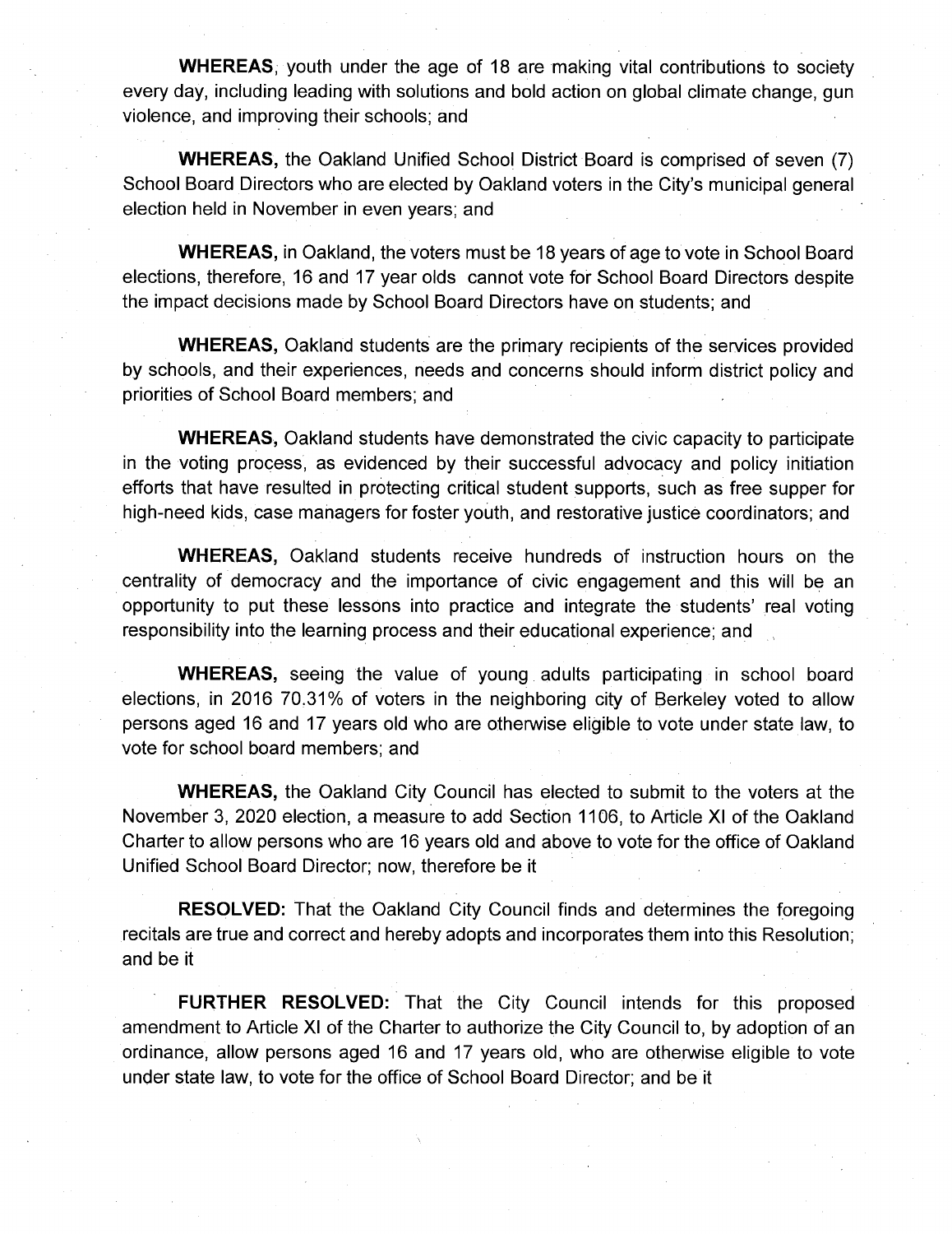**WHEREAS**, youth under the age of 18 are making vital contributions to society every day, including leading with solutions and bold action on global climate change, gun violence, and improving their schools; and

**WHEREAS,** the Oakland Unified School District Board is comprised of seven (7) School Board Directors who are elected by Oakland voters in the City's municipal general election held in November in even years; and

**WHEREAS,** in Oakland, the voters must be 18 years of age to vote in School Board elections, therefore, 16 and 17 year olds cannot vote for School Board Directors despite the impact decisions made by School Board Directors have on students; and

**WHEREAS,** Oakland students are the primary recipients of the services provided by schools, and their experiences, needs and concerns should inform district policy and priorities of School Board members; and

**WHEREAS,** Oakland students have demonstrated the civic capacity to participate in the voting process, as evidenced by their successful advocacy and policy initiation efforts that have resulted in protecting critical student supports, such as free supper for high-need kids, case managers for foster youth, and restorative justice coordinators; and

**WHEREAS,** Oakland students receive hundreds of instruction hours on the centrality of democracy and the importance of civic engagement and this will be an opportunity to put these lessons into practice and integrate the students' real voting responsibility into the learning process and their educational experience; and

**WHEREAS,** seeing the value of young adults participating in school board elections, in 2016 70.31% of voters in the neighboring city of Berkeley voted to allow persons aged 16 and 17 years old who are otherwise eligible to vote under state law, to vote for school board members; and

**WHEREAS,** the Oakland City Council has elected to submit to the voters at the November 3, 2020 election, a measure to add Section 1106, to Article XI of the Oakland Charter to allow persons who are 16 years old and above to vote for the office of Oakland Unified School Board Director; now, therefore be it

**RESOLVED:** That the Oakland City Council finds and determines the foregoing recitals are true and correct and hereby adopts and incorporates them into this Resolution; and be it

**FURTHER RESOLVED:** That the City Council intends for this proposed amendment to Article XI of the Charter to authorize the City Council to, by adoption of an ordinance, allow persons aged 16 and 17 years old, who are otherwise eligible to vote under state law, to vote for the office of School Board Director; and be it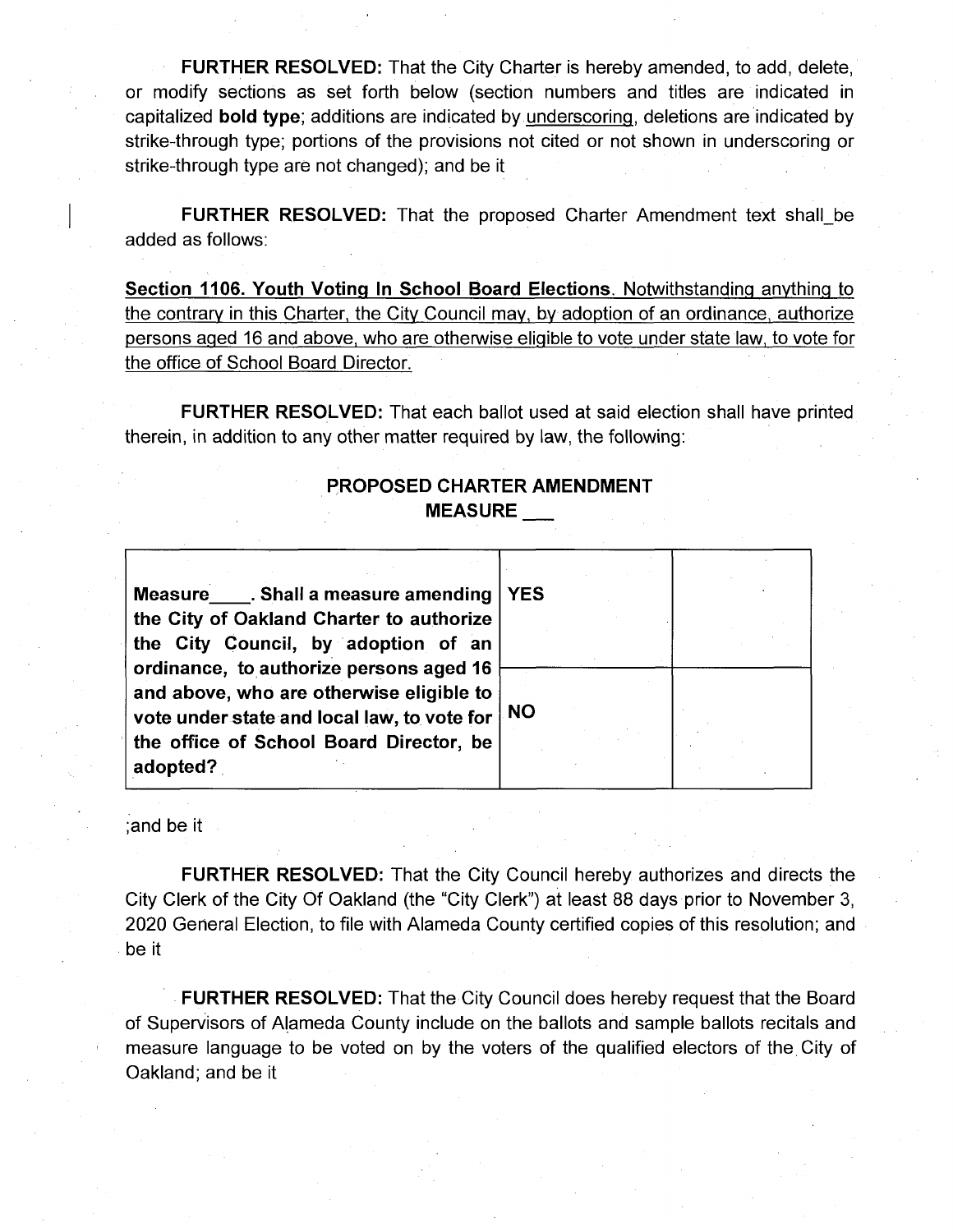**FURTHER RESOLVED:** That the City Charter is hereby amended, to add, delete, or modify sections as set forth below (section numbers and titles are indicated in capitalized **bold type**; additions are indicated by <u>underscoring</u>, deletions are indicated by strike-through type; portions of the provisions not cited or not shown in underscoring or strike-through type are not changed); and be it

**FURTHER RESOLVED:** That the proposed Charter Amendment text shall be added as follows:

<u>**Section 1106. Youth Voting In School Board Elections**. Notwithstanding anything to the contrary in this Charter, the City Council may, by adoption of an ordinance, authorize persons aged 16 and above, who are otherwise eligible to vote under state law, to vote for the office of School Board Director.</u>

**FURTHER RESOLVED:** That each ballot used at said election shall have printed therein, in addition to any other matter required by law, the following:

**PROPOSED CHARTER AMENDMENT**
**MEASURE ___**

| | | |
|---|---|---|
| **Measure____. Shall a measure amending the City of Oakland Charter to authorize the City Council, by adoption of an ordinance, to authorize persons aged 16 and above, who are otherwise eligible to vote under state and local law, to vote for the office of School Board Director, be adopted?** | **YES** | |
| | **NO** | |

;and be it

**FURTHER RESOLVED:** That the City Council hereby authorizes and directs the City Clerk of the City Of Oakland (the "City Clerk") at least 88 days prior to November 3, 2020 General Election, to file with Alameda County certified copies of this resolution; and be it

**FURTHER RESOLVED:** That the City Council does hereby request that the Board of Supervisors of Alameda County include on the ballots and sample ballots recitals and measure language to be voted on by the voters of the qualified electors of the City of Oakland; and be it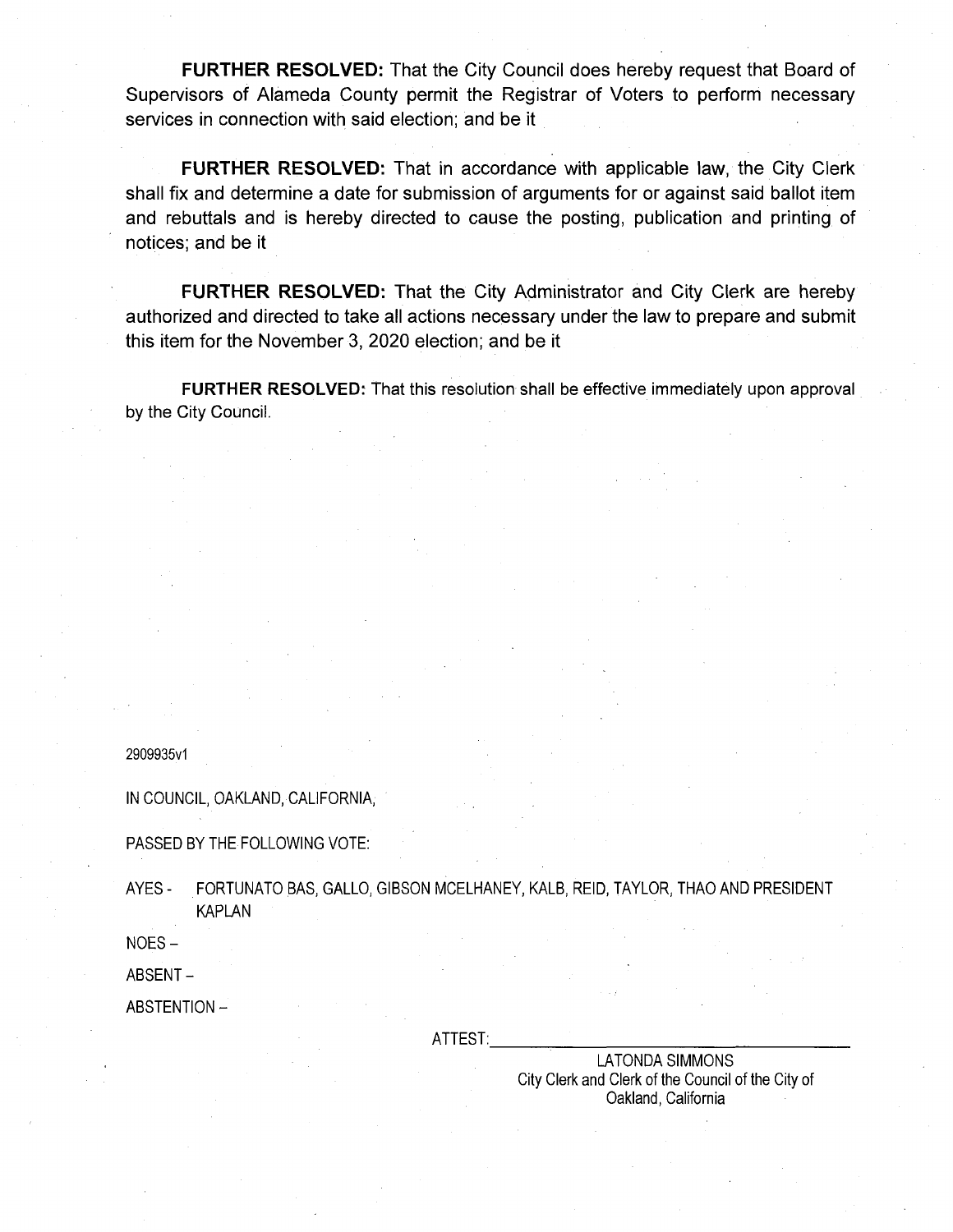**FURTHER RESOLVED:** That the City Council does hereby request that Board of Supervisors of Alameda County permit the Registrar of Voters to perform necessary services in connection with said election; and be it

**FURTHER RESOLVED:** That in accordance with applicable law, the City Clerk shall fix and determine a date for submission of arguments for or against said ballot item and rebuttals and is hereby directed to cause the posting, publication and printing of notices; and be it

**FURTHER RESOLVED:** That the City Administrator and City Clerk are hereby authorized and directed to take all actions necessary under the law to prepare and submit this item for the November 3, 2020 election; and be it

**FURTHER RESOLVED:** That this resolution shall be effective immediately upon approval by the City Council.

2909935v1

IN COUNCIL, OAKLAND, CALIFORNIA,

PASSED BY THE FOLLOWING VOTE:

AYES - FORTUNATO BAS, GALLO, GIBSON MCELHANEY, KALB, REID, TAYLOR, THAO AND PRESIDENT KAPLAN

NOES –

ABSENT –

ABSTENTION –

ATTEST: \_\_\_\_\_\_\_\_\_\_\_\_\_\_\_\_\_\_\_\_\_\_\_\_\_\_\_\_

LATONDA SIMMONS
City Clerk and Clerk of the Council of the City of Oakland, California